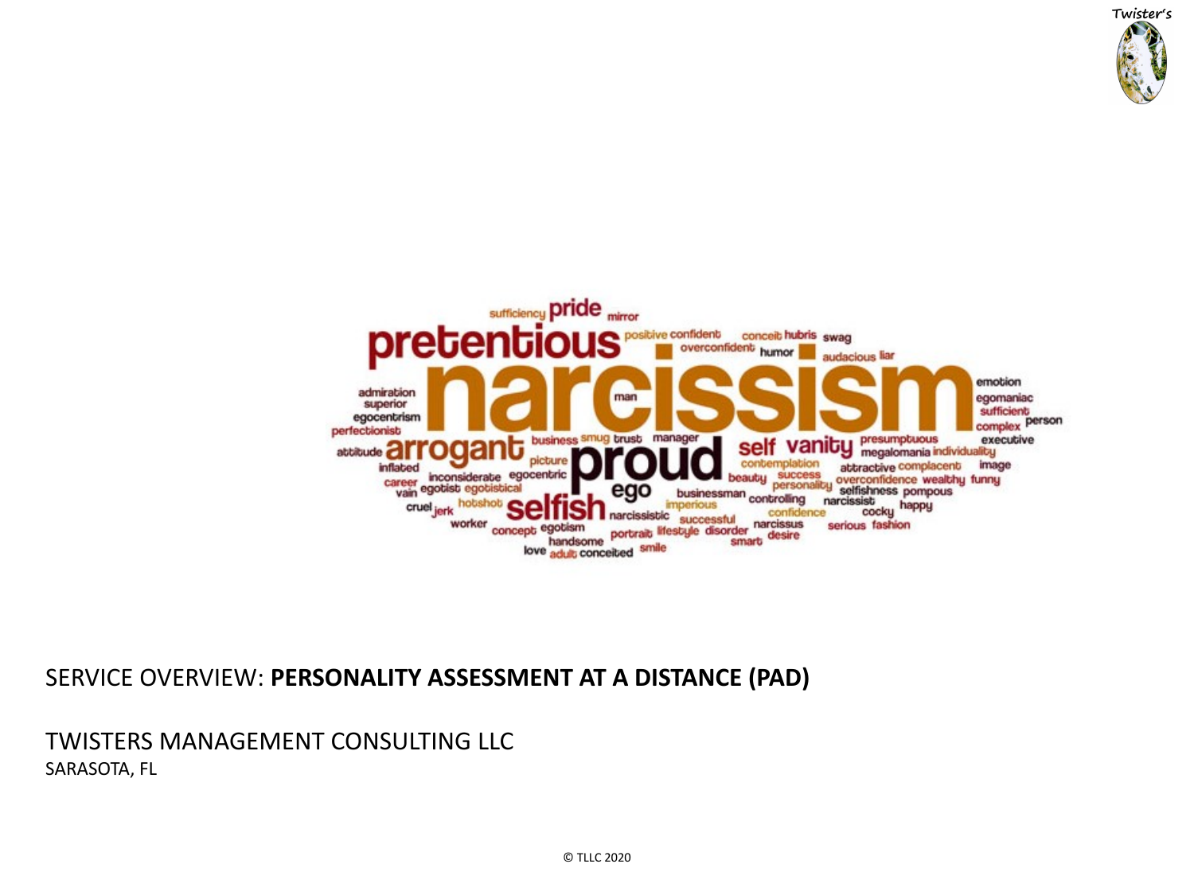SERVICE OVERVIEW: **PERSONALITY ASSESSMENT AT A DISTANCE (PAD)**

TWISTERS MANAGEMENT CONSULTING LLC

SARASOTA, FL

© TLLC 2020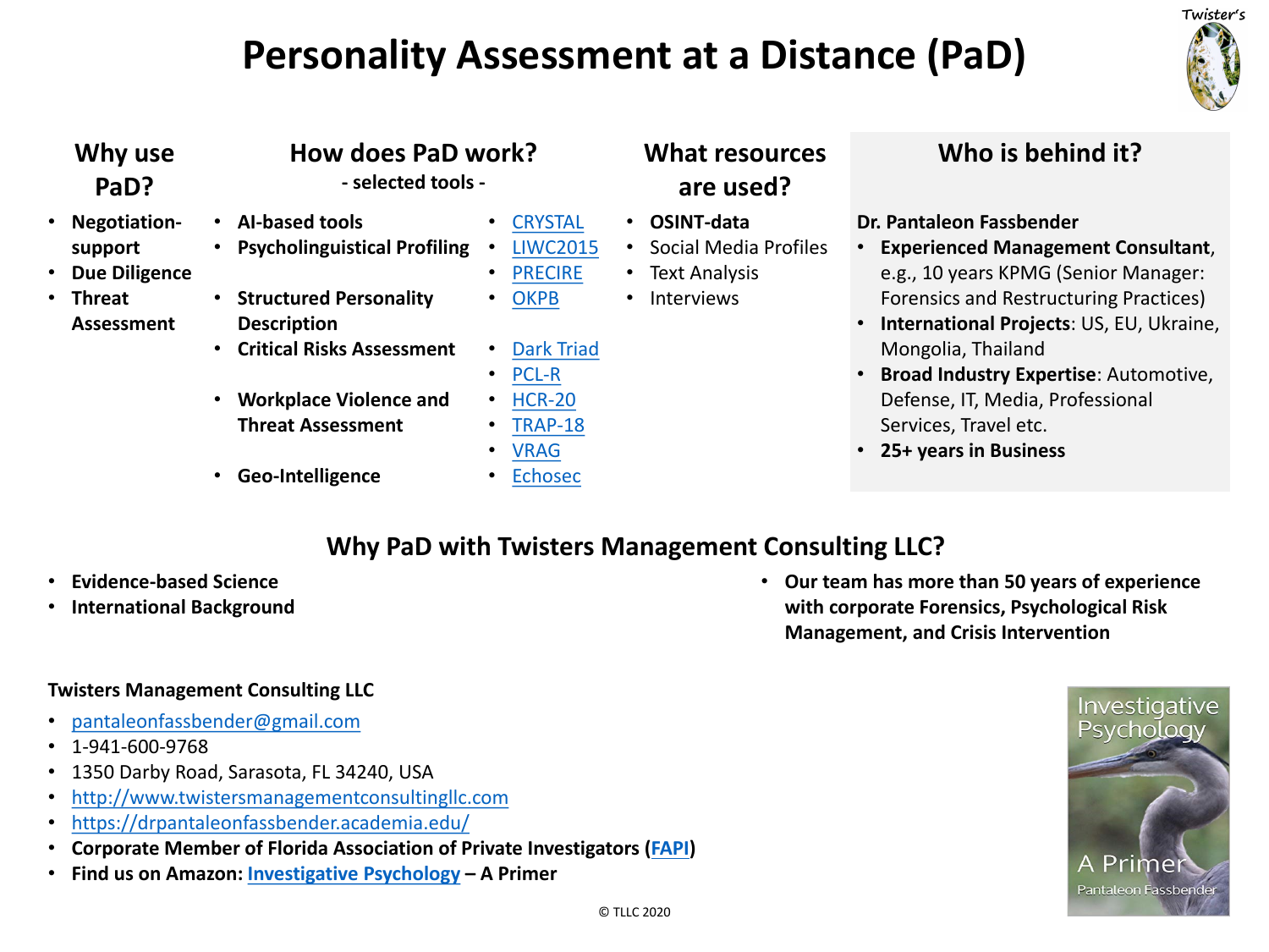# Personality Assessment at a Distance (PaD)

## Why use PaD?

- **Negotiation-support**
- **Due Diligence**
- **Threat Assessment**

## How does PaD work?

- selected tools -

- **AI-based tools**
  - CRYSTAL
- **Psycholinguistical Profiling**
  - LIWC2015
  - PRECIRE
- **Structured Personality Description**
  - OKPB
- **Critical Risks Assessment**
  - Dark Triad
  - PCL-R
- **Workplace Violence and Threat Assessment**
  - HCR-20
  - TRAP-18
  - VRAG
- **Geo-Intelligence**
  - Echosec

## What resources are used?

- **OSINT-data**
- Social Media Profiles
- Text Analysis
- Interviews

## Who is behind it?

**Dr. Pantaleon Fassbender**

- **Experienced Management Consultant**, e.g., 10 years KPMG (Senior Manager: Forensics and Restructuring Practices)
- **International Projects**: US, EU, Ukraine, Mongolia, Thailand
- **Broad Industry Expertise**: Automotive, Defense, IT, Media, Professional Services, Travel etc.
- **25+ years in Business**

## Why PaD with Twisters Management Consulting LLC?

- **Evidence-based Science**
- **International Background**
- **Our team has more than 50 years of experience with corporate Forensics, Psychological Risk Management, and Crisis Intervention**

**Twisters Management Consulting LLC**

- pantaleonfassbender@gmail.com
- 1-941-600-9768
- 1350 Darby Road, Sarasota, FL 34240, USA
- http://www.twistersmanagementconsultingllc.com
- https://drpantaleonfassbender.academia.edu/
- **Corporate Member of Florida Association of Private Investigators (FAPI)**
- **Find us on Amazon: Investigative Psychology – A Primer**

© TLLC 2020